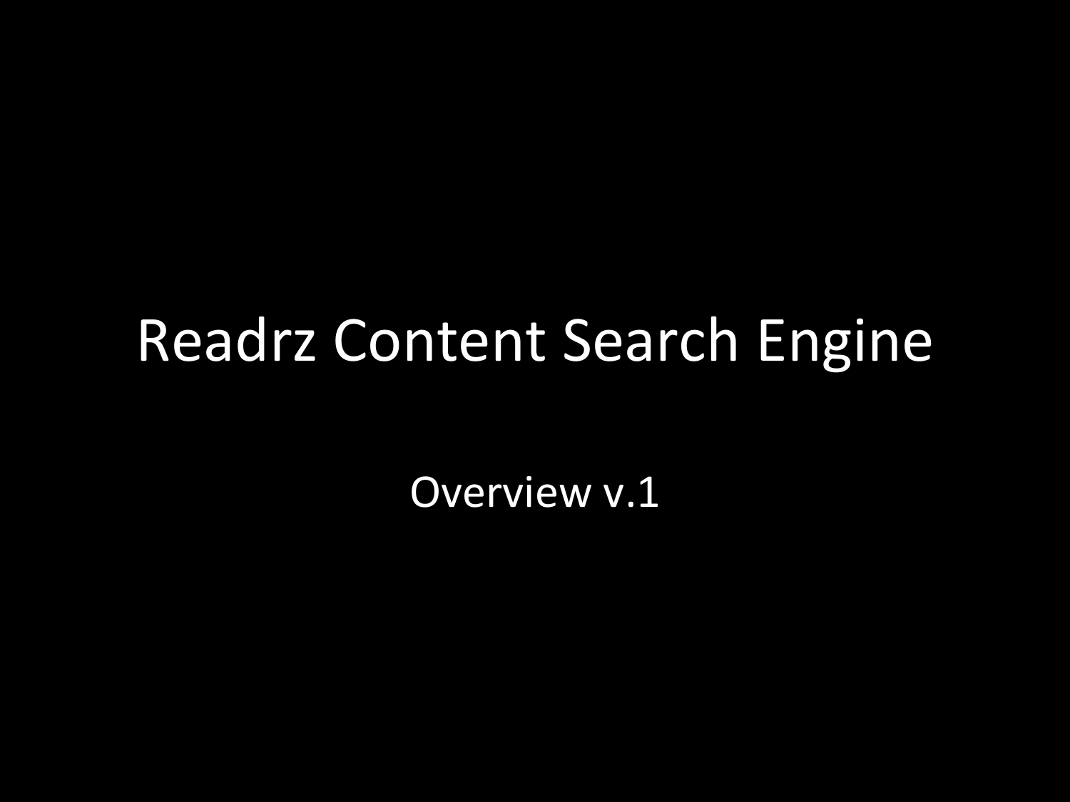# Readrz Content Search Engine

Overview v.1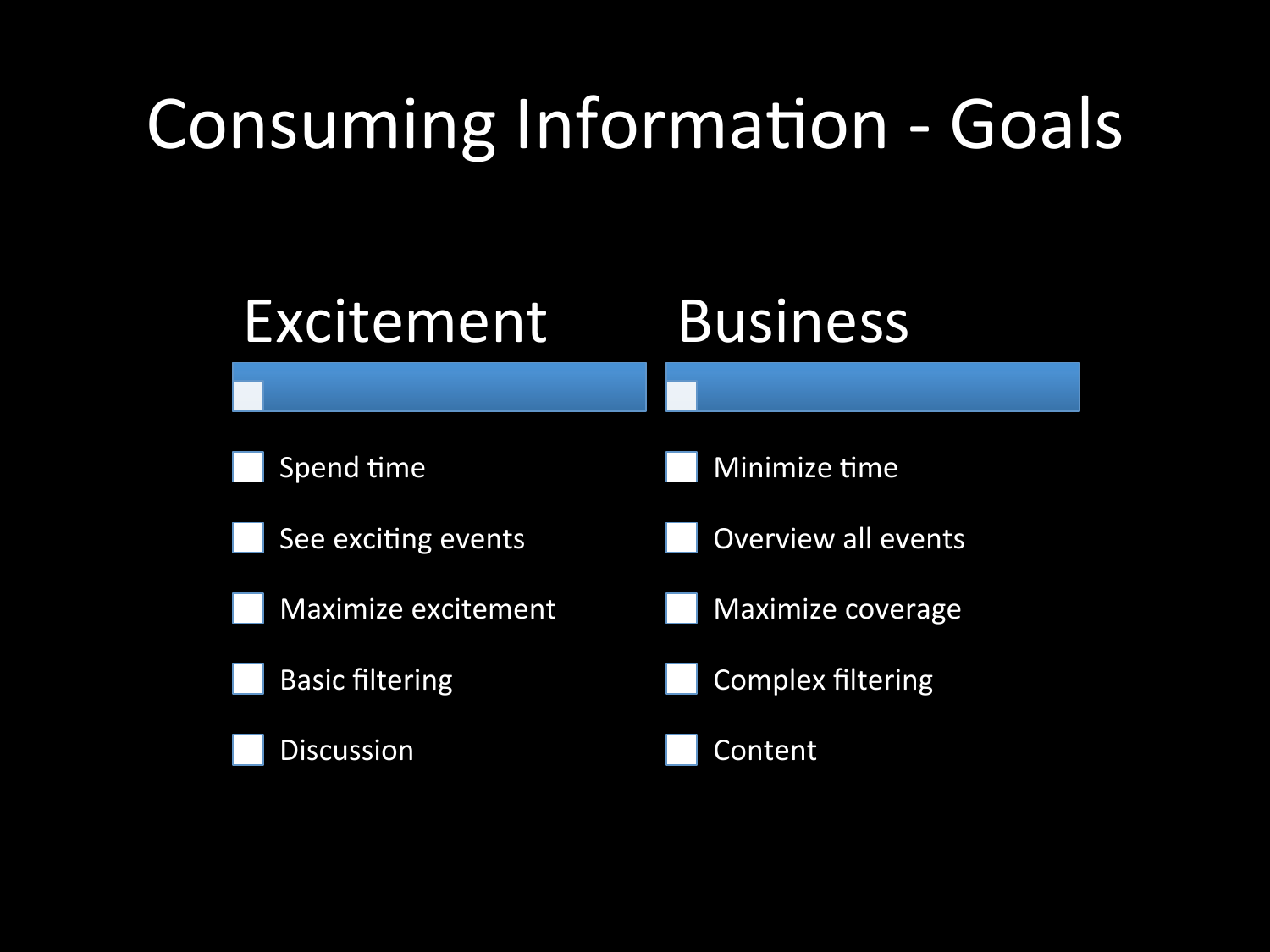# Consuming Information - Goals

## Excitement

- Spend time
- See exciting events
- Maximize excitement
- Basic filtering
- Discussion

## Business

- Minimize time
- Overview all events
- Maximize coverage
- Complex filtering
- Content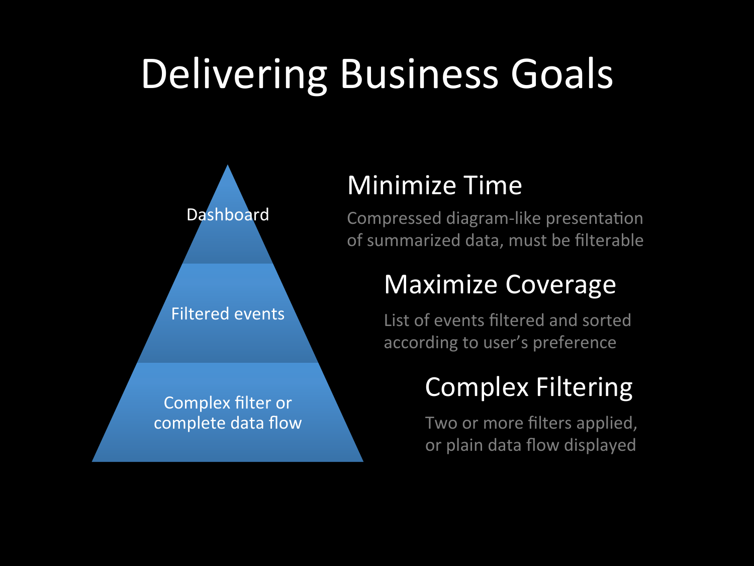# Delivering Business Goals

- Dashboard
- Filtered events
- Complex filter or complete data flow

## Minimize Time

Compressed diagram-like presentation of summarized data, must be filterable

## Maximize Coverage

List of events filtered and sorted according to user's preference

## Complex Filtering

Two or more filters applied, or plain data flow displayed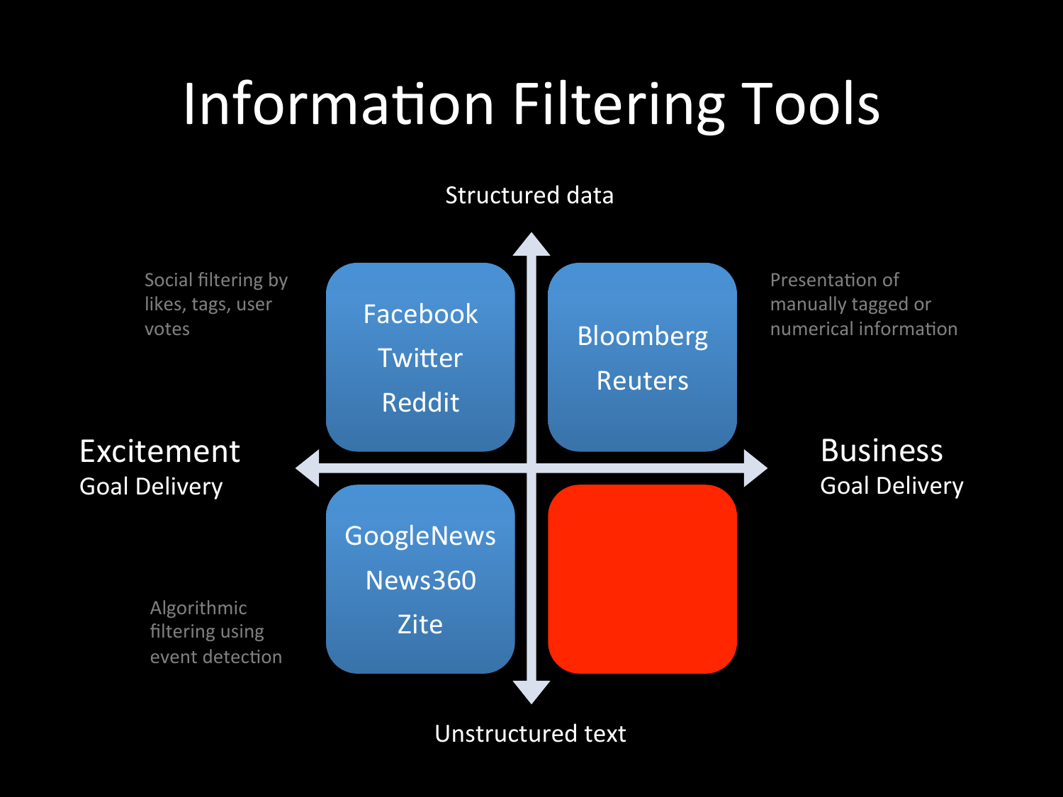# Information Filtering Tools

Structured data

Social filtering by likes, tags, user votes

Facebook
Twitter
Reddit

Bloomberg
Reuters

Presentation of manually tagged or numerical information

**Excitement**
Goal Delivery

**Business**
Goal Delivery

GoogleNews
News360
Zite

Algorithmic filtering using event detection

Unstructured text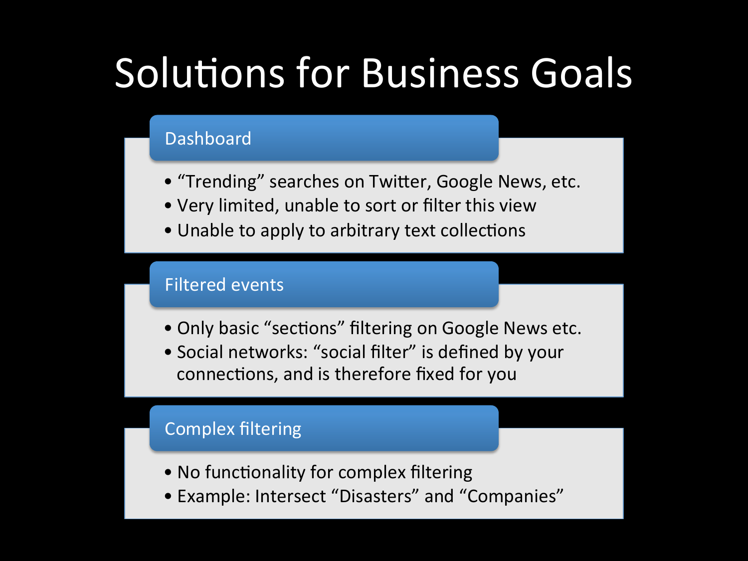# Solutions for Business Goals

## Dashboard

- “Trending” searches on Twitter, Google News, etc.
- Very limited, unable to sort or filter this view
- Unable to apply to arbitrary text collections

## Filtered events

- Only basic “sections” filtering on Google News etc.
- Social networks: “social filter” is defined by your connections, and is therefore fixed for you

## Complex filtering

- No functionality for complex filtering
- Example: Intersect “Disasters” and “Companies”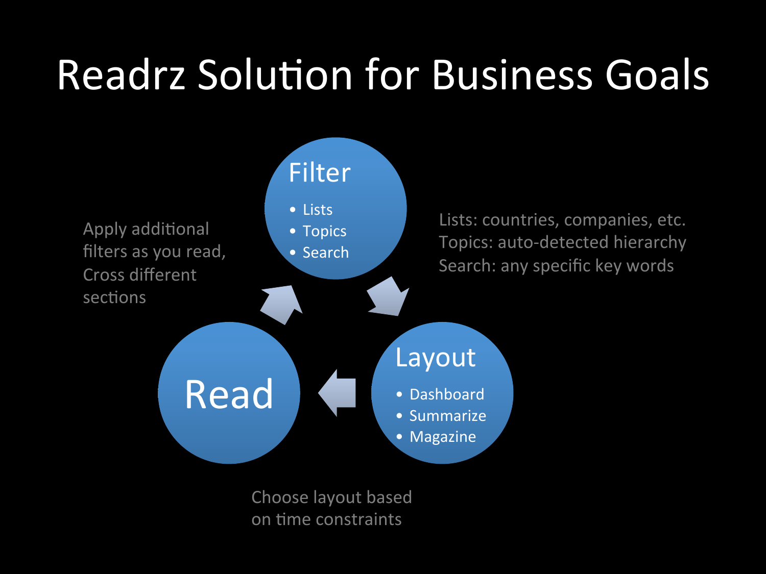# Readrz Solution for Business Goals

**Filter**

- Lists
- Topics
- Search

Lists: countries, companies, etc.
Topics: auto-detected hierarchy
Search: any specific key words

**Layout**

- Dashboard
- Summarize
- Magazine

Choose layout based on time constraints

**Read**

Apply additional filters as you read, Cross different sections